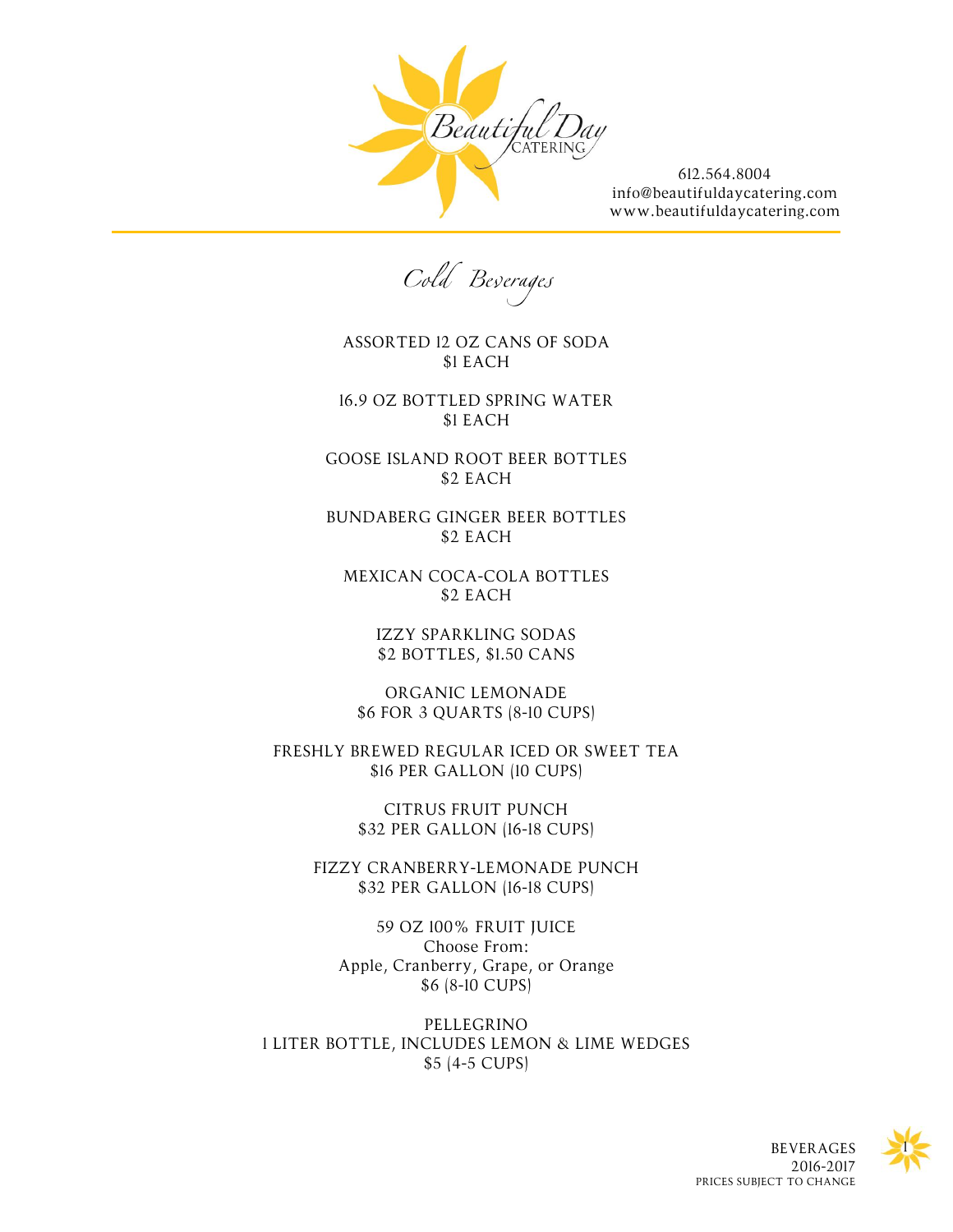Beautiful Day CATERING

612.564.8004
info@beautifuldaycatering.com
www.beautifuldaycatering.com

# Cold Beverages

ASSORTED 12 OZ CANS OF SODA
$1 EACH

16.9 OZ BOTTLED SPRING WATER
$1 EACH

GOOSE ISLAND ROOT BEER BOTTLES
$2 EACH

BUNDABERG GINGER BEER BOTTLES
$2 EACH

MEXICAN COCA-COLA BOTTLES
$2 EACH

IZZY SPARKLING SODAS
$2 BOTTLES, $1.50 CANS

ORGANIC LEMONADE
$6 FOR 3 QUARTS (8-10 CUPS)

FRESHLY BREWED REGULAR ICED OR SWEET TEA
$16 PER GALLON (10 CUPS)

CITRUS FRUIT PUNCH
$32 PER GALLON (16-18 CUPS)

FIZZY CRANBERRY-LEMONADE PUNCH
$32 PER GALLON (16-18 CUPS)

59 OZ 100% FRUIT JUICE
Choose From:
Apple, Cranberry, Grape, or Orange
$6 (8-10 CUPS)

PELLEGRINO
1 LITER BOTTLE, INCLUDES LEMON & LIME WEDGES
$5 (4-5 CUPS)

BEVERAGES
2016-2017
PRICES SUBJECT TO CHANGE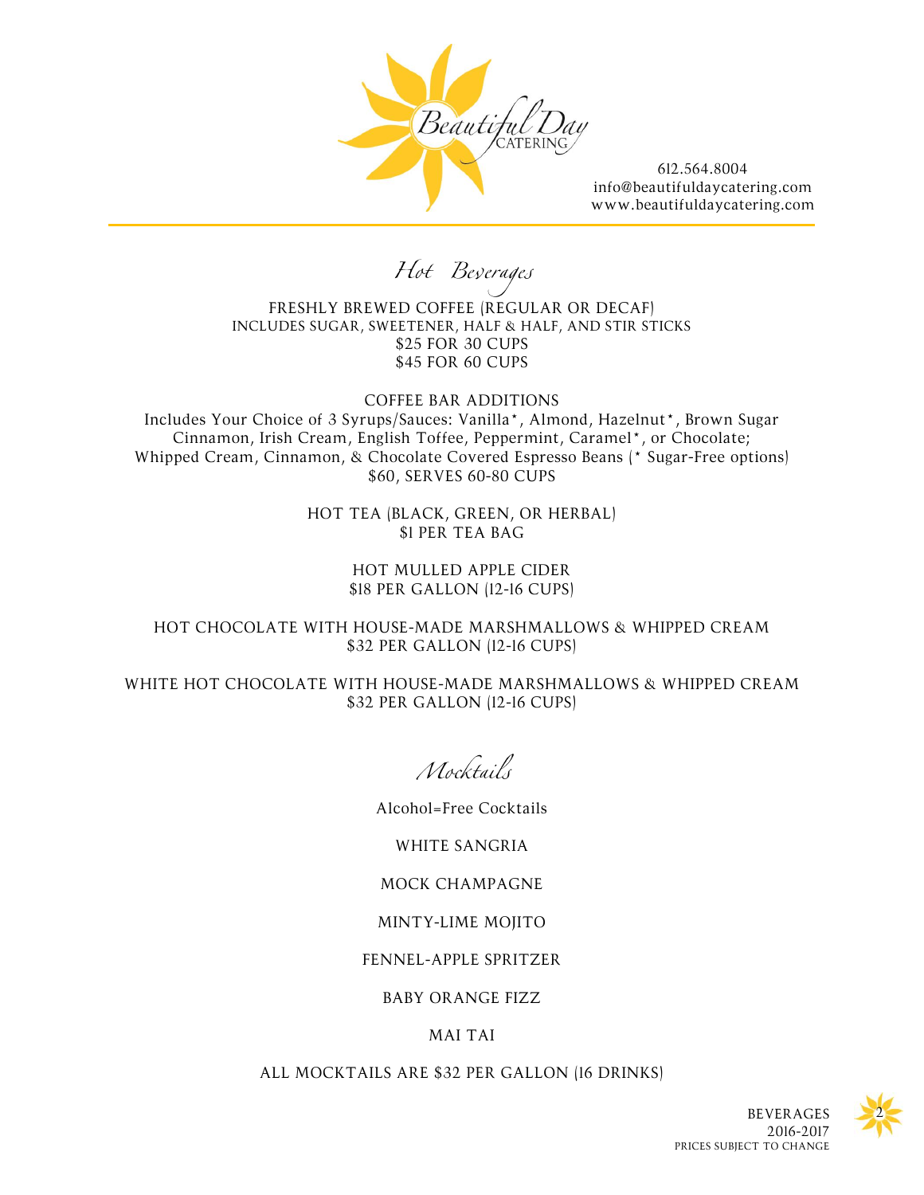Beautiful Day CATERING

612.564.8004
info@beautifuldaycatering.com
www.beautifuldaycatering.com

## *Hot Beverages*

FRESHLY BREWED COFFEE (REGULAR OR DECAF)
INCLUDES SUGAR, SWEETENER, HALF & HALF, AND STIR STICKS
$25 FOR 30 CUPS
$45 FOR 60 CUPS

COFFEE BAR ADDITIONS
Includes Your Choice of 3 Syrups/Sauces: Vanilla*, Almond, Hazelnut*, Brown Sugar Cinnamon, Irish Cream, English Toffee, Peppermint, Caramel*, or Chocolate; Whipped Cream, Cinnamon, & Chocolate Covered Espresso Beans (* Sugar-Free options)
$60, SERVES 60-80 CUPS

HOT TEA (BLACK, GREEN, OR HERBAL)
$1 PER TEA BAG

HOT MULLED APPLE CIDER
$18 PER GALLON (12-16 CUPS)

HOT CHOCOLATE WITH HOUSE-MADE MARSHMALLOWS & WHIPPED CREAM
$32 PER GALLON (12-16 CUPS)

WHITE HOT CHOCOLATE WITH HOUSE-MADE MARSHMALLOWS & WHIPPED CREAM
$32 PER GALLON (12-16 CUPS)

## *Mocktails*

Alcohol=Free Cocktails

WHITE SANGRIA

MOCK CHAMPAGNE

MINTY-LIME MOJITO

FENNEL-APPLE SPRITZER

BABY ORANGE FIZZ

MAI TAI

ALL MOCKTAILS ARE $32 PER GALLON (16 DRINKS)

BEVERAGES
2016-2017
PRICES SUBJECT TO CHANGE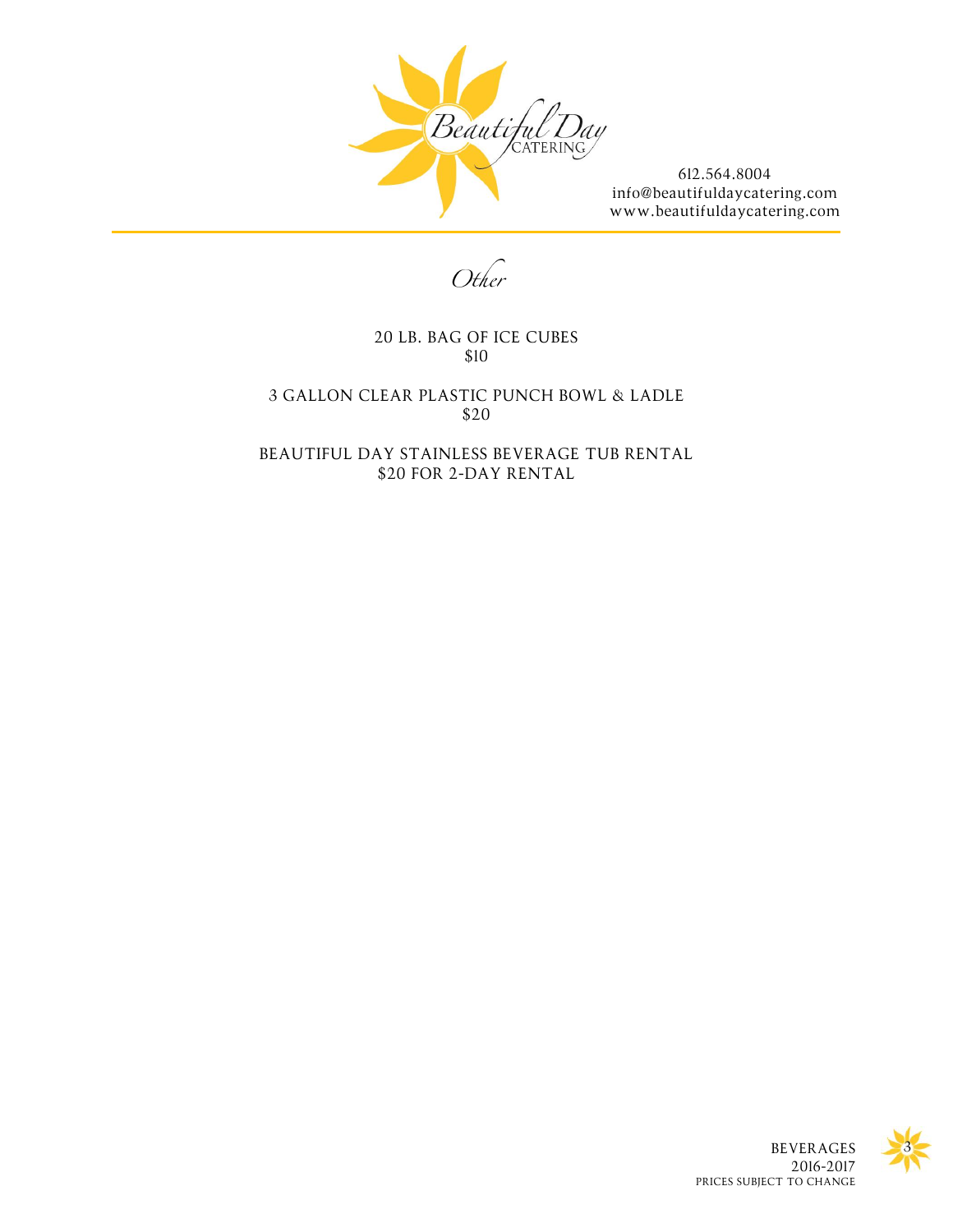Beautiful Day CATERING

612.564.8004
info@beautifuldaycatering.com
www.beautifuldaycatering.com

# *Other*

20 LB. BAG OF ICE CUBES
$10

3 GALLON CLEAR PLASTIC PUNCH BOWL & LADLE
$20

BEAUTIFUL DAY STAINLESS BEVERAGE TUB RENTAL
$20 FOR 2-DAY RENTAL

BEVERAGES
2016-2017
PRICES SUBJECT TO CHANGE